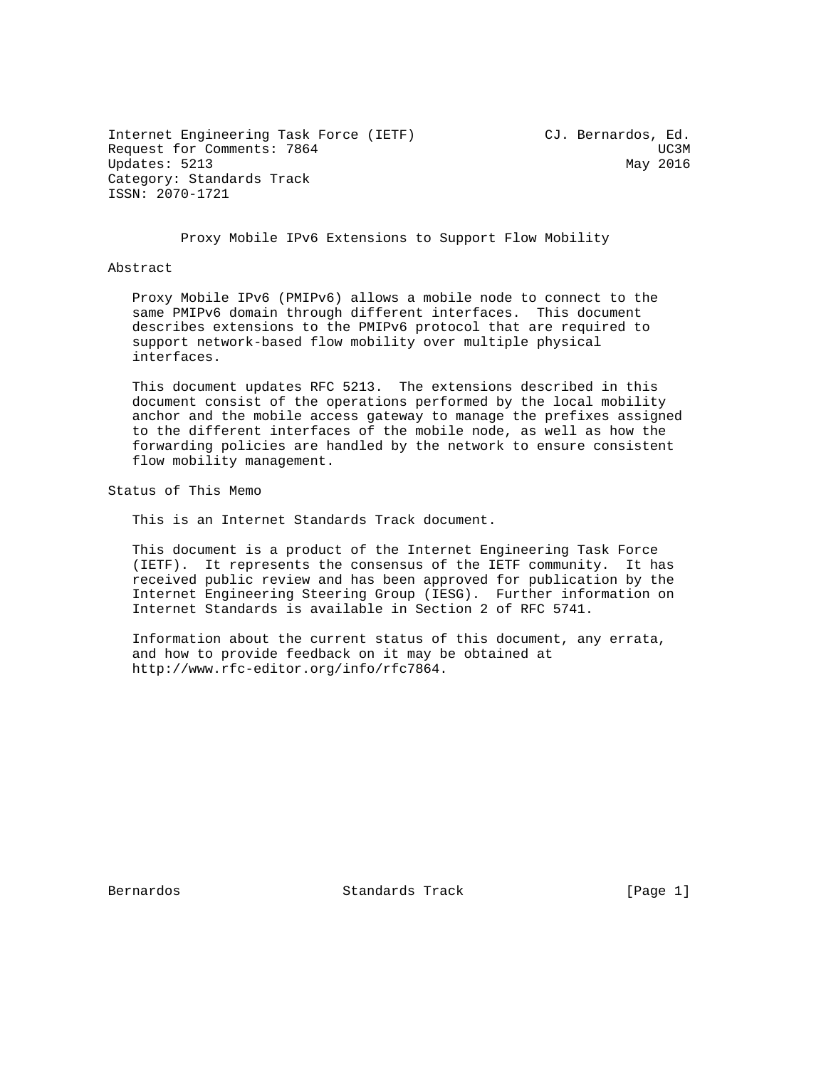Internet Engineering Task Force (IETF) CJ. Bernardos, Ed.
Request for Comments: 7864 UC3M
Updates: 5213 May 2016
Category: Standards Track
ISSN: 2070-1721

# Proxy Mobile IPv6 Extensions to Support Flow Mobility

## Abstract

Proxy Mobile IPv6 (PMIPv6) allows a mobile node to connect to the same PMIPv6 domain through different interfaces. This document describes extensions to the PMIPv6 protocol that are required to support network-based flow mobility over multiple physical interfaces.

This document updates RFC 5213. The extensions described in this document consist of the operations performed by the local mobility anchor and the mobile access gateway to manage the prefixes assigned to the different interfaces of the mobile node, as well as how the forwarding policies are handled by the network to ensure consistent flow mobility management.

## Status of This Memo

This is an Internet Standards Track document.

This document is a product of the Internet Engineering Task Force (IETF). It represents the consensus of the IETF community. It has received public review and has been approved for publication by the Internet Engineering Steering Group (IESG). Further information on Internet Standards is available in Section 2 of RFC 5741.

Information about the current status of this document, any errata, and how to provide feedback on it may be obtained at http://www.rfc-editor.org/info/rfc7864.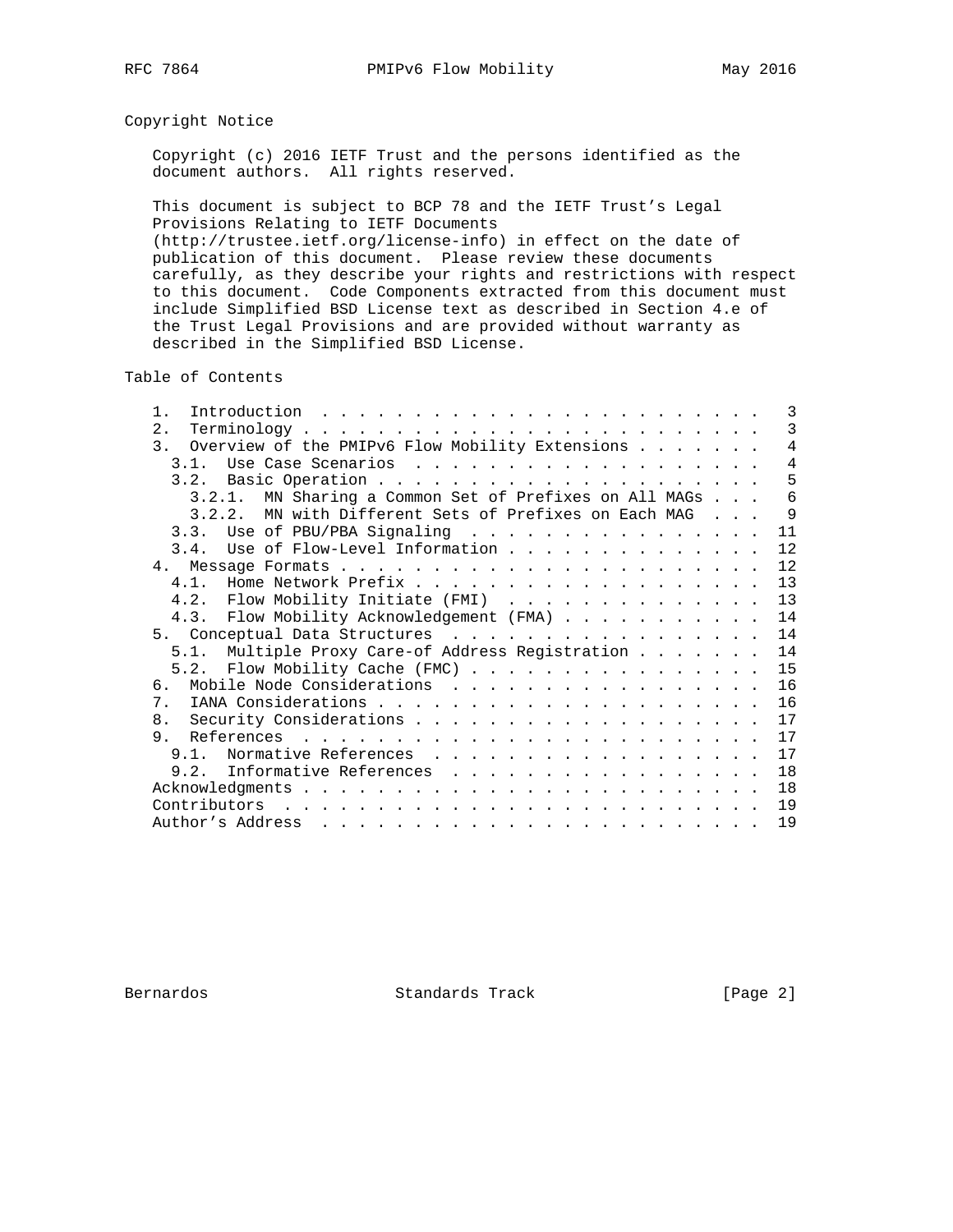## Copyright Notice

Copyright (c) 2016 IETF Trust and the persons identified as the document authors. All rights reserved.

This document is subject to BCP 78 and the IETF Trust's Legal Provisions Relating to IETF Documents (http://trustee.ietf.org/license-info) in effect on the date of publication of this document. Please review these documents carefully, as they describe your rights and restrictions with respect to this document. Code Components extracted from this document must include Simplified BSD License text as described in Section 4.e of the Trust Legal Provisions and are provided without warranty as described in the Simplified BSD License.

## Table of Contents

```
   1.  Introduction . . . . . . . . . . . . . . . . . . . . . . . .   3
   2.  Terminology  . . . . . . . . . . . . . . . . . . . . . . . .   3
   3.  Overview of the PMIPv6 Flow Mobility Extensions  . . . . . .   4
     3.1.  Use Case Scenarios . . . . . . . . . . . . . . . . . . .   4
     3.2.  Basic Operation  . . . . . . . . . . . . . . . . . . . .   5
       3.2.1.  MN Sharing a Common Set of Prefixes on All MAGs  . .   6
       3.2.2.  MN with Different Sets of Prefixes on Each MAG . . .   9
     3.3.  Use of PBU/PBA Signaling . . . . . . . . . . . . . . . .  11
     3.4.  Use of Flow-Level Information  . . . . . . . . . . . . .  12
   4.  Message Formats  . . . . . . . . . . . . . . . . . . . . . .  12
     4.1.  Home Network Prefix  . . . . . . . . . . . . . . . . . .  13
     4.2.  Flow Mobility Initiate (FMI) . . . . . . . . . . . . . .  13
     4.3.  Flow Mobility Acknowledgement (FMA)  . . . . . . . . . .  14
   5.  Conceptual Data Structures . . . . . . . . . . . . . . . . .  14
     5.1.  Multiple Proxy Care-of Address Registration  . . . . . .  14
     5.2.  Flow Mobility Cache (FMC)  . . . . . . . . . . . . . . .  15
   6.  Mobile Node Considerations . . . . . . . . . . . . . . . . .  16
   7.  IANA Considerations  . . . . . . . . . . . . . . . . . . . .  16
   8.  Security Considerations  . . . . . . . . . . . . . . . . . .  17
   9.  References . . . . . . . . . . . . . . . . . . . . . . . . .  17
     9.1.  Normative References . . . . . . . . . . . . . . . . . .  17
     9.2.  Informative References . . . . . . . . . . . . . . . . .  18
   Acknowledgments  . . . . . . . . . . . . . . . . . . . . . . . .  18
   Contributors . . . . . . . . . . . . . . . . . . . . . . . . . .  19
   Author's Address . . . . . . . . . . . . . . . . . . . . . . . .  19
```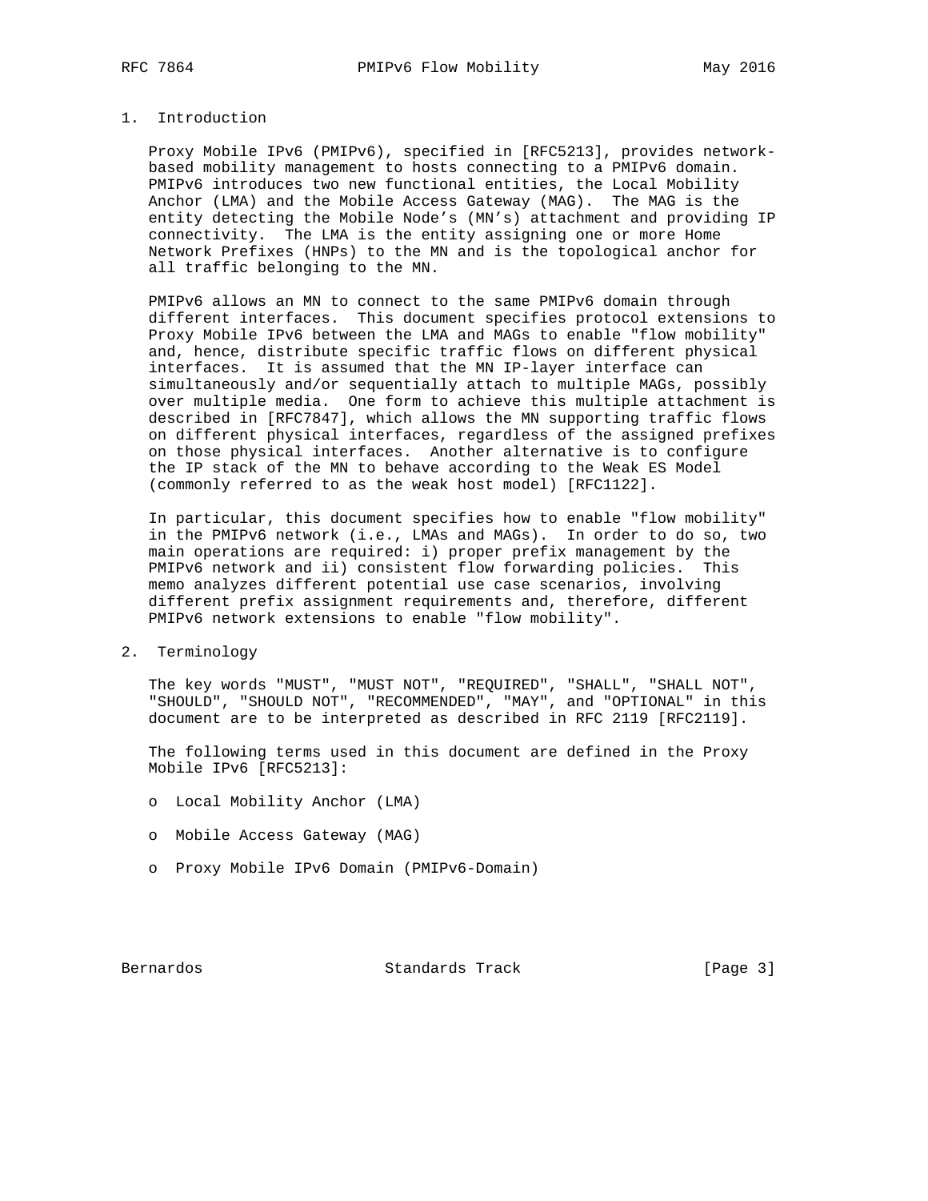## 1. Introduction

Proxy Mobile IPv6 (PMIPv6), specified in [RFC5213], provides network-based mobility management to hosts connecting to a PMIPv6 domain. PMIPv6 introduces two new functional entities, the Local Mobility Anchor (LMA) and the Mobile Access Gateway (MAG). The MAG is the entity detecting the Mobile Node's (MN's) attachment and providing IP connectivity. The LMA is the entity assigning one or more Home Network Prefixes (HNPs) to the MN and is the topological anchor for all traffic belonging to the MN.

PMIPv6 allows an MN to connect to the same PMIPv6 domain through different interfaces. This document specifies protocol extensions to Proxy Mobile IPv6 between the LMA and MAGs to enable "flow mobility" and, hence, distribute specific traffic flows on different physical interfaces. It is assumed that the MN IP-layer interface can simultaneously and/or sequentially attach to multiple MAGs, possibly over multiple media. One form to achieve this multiple attachment is described in [RFC7847], which allows the MN supporting traffic flows on different physical interfaces, regardless of the assigned prefixes on those physical interfaces. Another alternative is to configure the IP stack of the MN to behave according to the Weak ES Model (commonly referred to as the weak host model) [RFC1122].

In particular, this document specifies how to enable "flow mobility" in the PMIPv6 network (i.e., LMAs and MAGs). In order to do so, two main operations are required: i) proper prefix management by the PMIPv6 network and ii) consistent flow forwarding policies. This memo analyzes different potential use case scenarios, involving different prefix assignment requirements and, therefore, different PMIPv6 network extensions to enable "flow mobility".

## 2. Terminology

The key words "MUST", "MUST NOT", "REQUIRED", "SHALL", "SHALL NOT", "SHOULD", "SHOULD NOT", "RECOMMENDED", "MAY", and "OPTIONAL" in this document are to be interpreted as described in RFC 2119 [RFC2119].

The following terms used in this document are defined in the Proxy Mobile IPv6 [RFC5213]:

- Local Mobility Anchor (LMA)
- Mobile Access Gateway (MAG)
- Proxy Mobile IPv6 Domain (PMIPv6-Domain)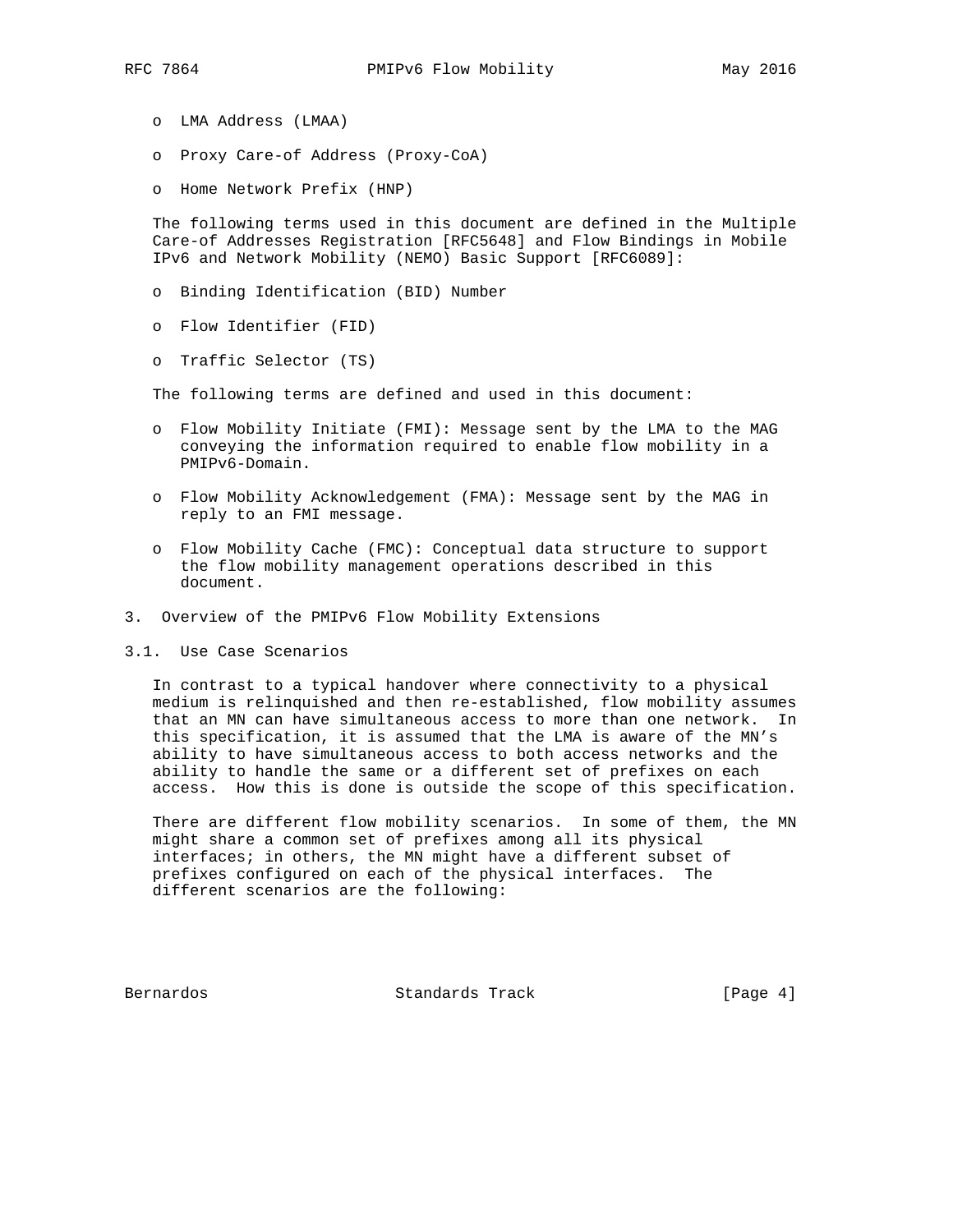- LMA Address (LMAA)
- Proxy Care-of Address (Proxy-CoA)
- Home Network Prefix (HNP)

The following terms used in this document are defined in the Multiple Care-of Addresses Registration [RFC5648] and Flow Bindings in Mobile IPv6 and Network Mobility (NEMO) Basic Support [RFC6089]:

- Binding Identification (BID) Number
- Flow Identifier (FID)
- Traffic Selector (TS)

The following terms are defined and used in this document:

- Flow Mobility Initiate (FMI): Message sent by the LMA to the MAG conveying the information required to enable flow mobility in a PMIPv6-Domain.
- Flow Mobility Acknowledgement (FMA): Message sent by the MAG in reply to an FMI message.
- Flow Mobility Cache (FMC): Conceptual data structure to support the flow mobility management operations described in this document.

## 3. Overview of the PMIPv6 Flow Mobility Extensions

### 3.1. Use Case Scenarios

In contrast to a typical handover where connectivity to a physical medium is relinquished and then re-established, flow mobility assumes that an MN can have simultaneous access to more than one network. In this specification, it is assumed that the LMA is aware of the MN's ability to have simultaneous access to both access networks and the ability to handle the same or a different set of prefixes on each access. How this is done is outside the scope of this specification.

There are different flow mobility scenarios. In some of them, the MN might share a common set of prefixes among all its physical interfaces; in others, the MN might have a different subset of prefixes configured on each of the physical interfaces. The different scenarios are the following: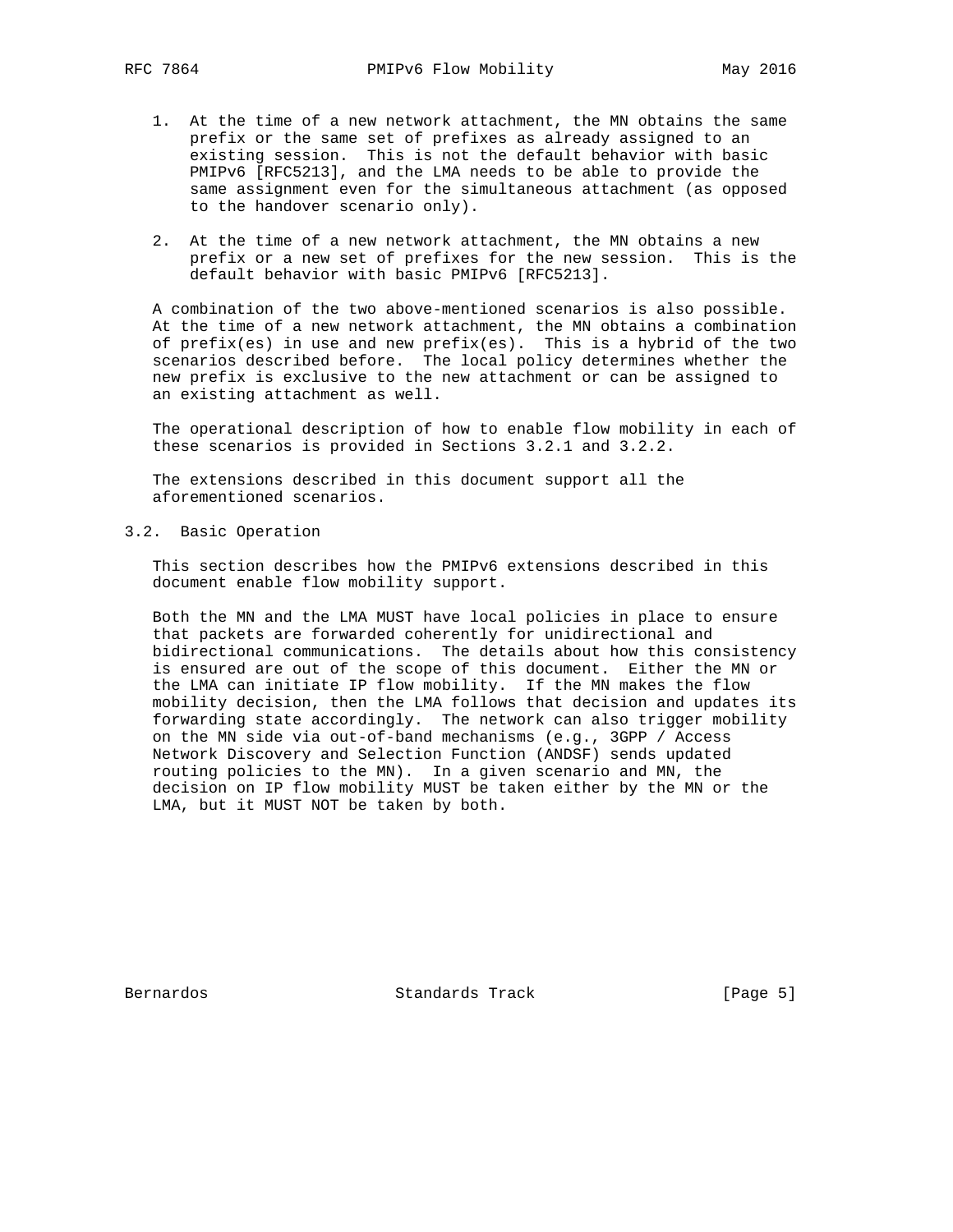1. At the time of a new network attachment, the MN obtains the same prefix or the same set of prefixes as already assigned to an existing session. This is not the default behavior with basic PMIPv6 [RFC5213], and the LMA needs to be able to provide the same assignment even for the simultaneous attachment (as opposed to the handover scenario only).

2. At the time of a new network attachment, the MN obtains a new prefix or a new set of prefixes for the new session. This is the default behavior with basic PMIPv6 [RFC5213].

A combination of the two above-mentioned scenarios is also possible. At the time of a new network attachment, the MN obtains a combination of prefix(es) in use and new prefix(es). This is a hybrid of the two scenarios described before. The local policy determines whether the new prefix is exclusive to the new attachment or can be assigned to an existing attachment as well.

The operational description of how to enable flow mobility in each of these scenarios is provided in Sections 3.2.1 and 3.2.2.

The extensions described in this document support all the aforementioned scenarios.

## 3.2. Basic Operation

This section describes how the PMIPv6 extensions described in this document enable flow mobility support.

Both the MN and the LMA MUST have local policies in place to ensure that packets are forwarded coherently for unidirectional and bidirectional communications. The details about how this consistency is ensured are out of the scope of this document. Either the MN or the LMA can initiate IP flow mobility. If the MN makes the flow mobility decision, then the LMA follows that decision and updates its forwarding state accordingly. The network can also trigger mobility on the MN side via out-of-band mechanisms (e.g., 3GPP / Access Network Discovery and Selection Function (ANDSF) sends updated routing policies to the MN). In a given scenario and MN, the decision on IP flow mobility MUST be taken either by the MN or the LMA, but it MUST NOT be taken by both.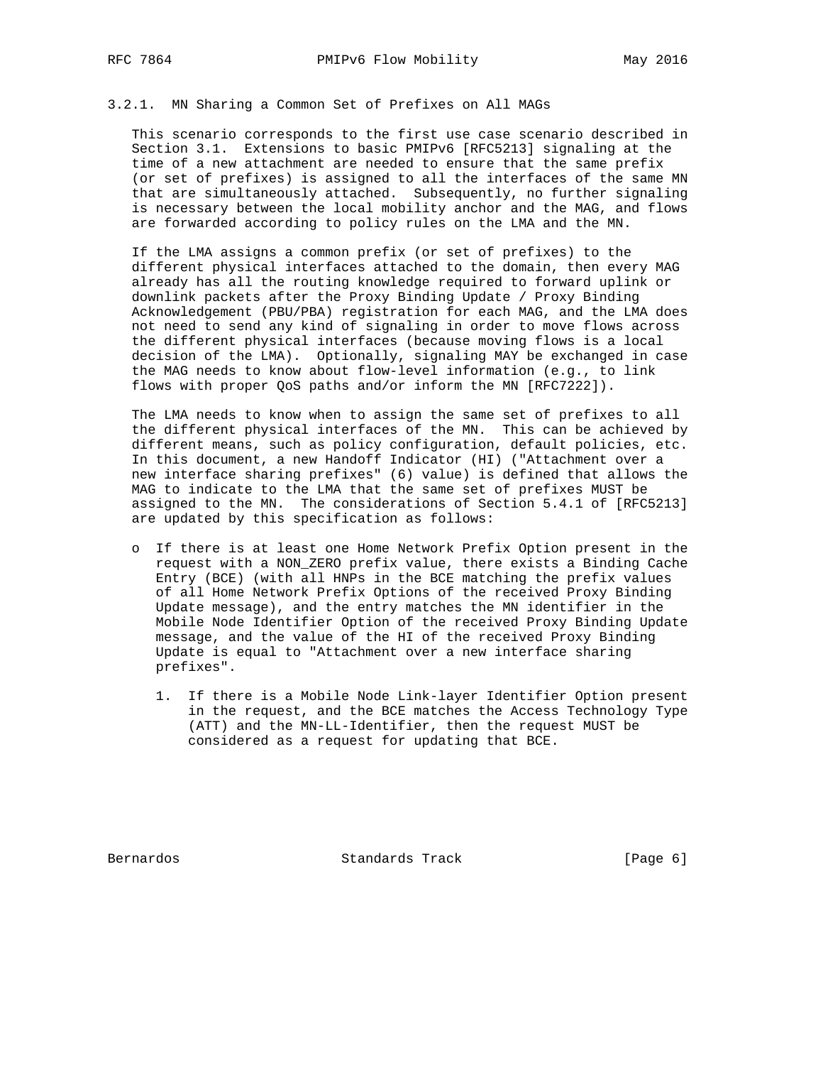### 3.2.1. MN Sharing a Common Set of Prefixes on All MAGs

This scenario corresponds to the first use case scenario described in Section 3.1. Extensions to basic PMIPv6 [RFC5213] signaling at the time of a new attachment are needed to ensure that the same prefix (or set of prefixes) is assigned to all the interfaces of the same MN that are simultaneously attached. Subsequently, no further signaling is necessary between the local mobility anchor and the MAG, and flows are forwarded according to policy rules on the LMA and the MN.

If the LMA assigns a common prefix (or set of prefixes) to the different physical interfaces attached to the domain, then every MAG already has all the routing knowledge required to forward uplink or downlink packets after the Proxy Binding Update / Proxy Binding Acknowledgement (PBU/PBA) registration for each MAG, and the LMA does not need to send any kind of signaling in order to move flows across the different physical interfaces (because moving flows is a local decision of the LMA). Optionally, signaling MAY be exchanged in case the MAG needs to know about flow-level information (e.g., to link flows with proper QoS paths and/or inform the MN [RFC7222]).

The LMA needs to know when to assign the same set of prefixes to all the different physical interfaces of the MN. This can be achieved by different means, such as policy configuration, default policies, etc. In this document, a new Handoff Indicator (HI) ("Attachment over a new interface sharing prefixes" (6) value) is defined that allows the MAG to indicate to the LMA that the same set of prefixes MUST be assigned to the MN. The considerations of Section 5.4.1 of [RFC5213] are updated by this specification as follows:

- If there is at least one Home Network Prefix Option present in the request with a NON_ZERO prefix value, there exists a Binding Cache Entry (BCE) (with all HNPs in the BCE matching the prefix values of all Home Network Prefix Options of the received Proxy Binding Update message), and the entry matches the MN identifier in the Mobile Node Identifier Option of the received Proxy Binding Update message, and the value of the HI of the received Proxy Binding Update is equal to "Attachment over a new interface sharing prefixes".

  1. If there is a Mobile Node Link-layer Identifier Option present in the request, and the BCE matches the Access Technology Type (ATT) and the MN-LL-Identifier, then the request MUST be considered as a request for updating that BCE.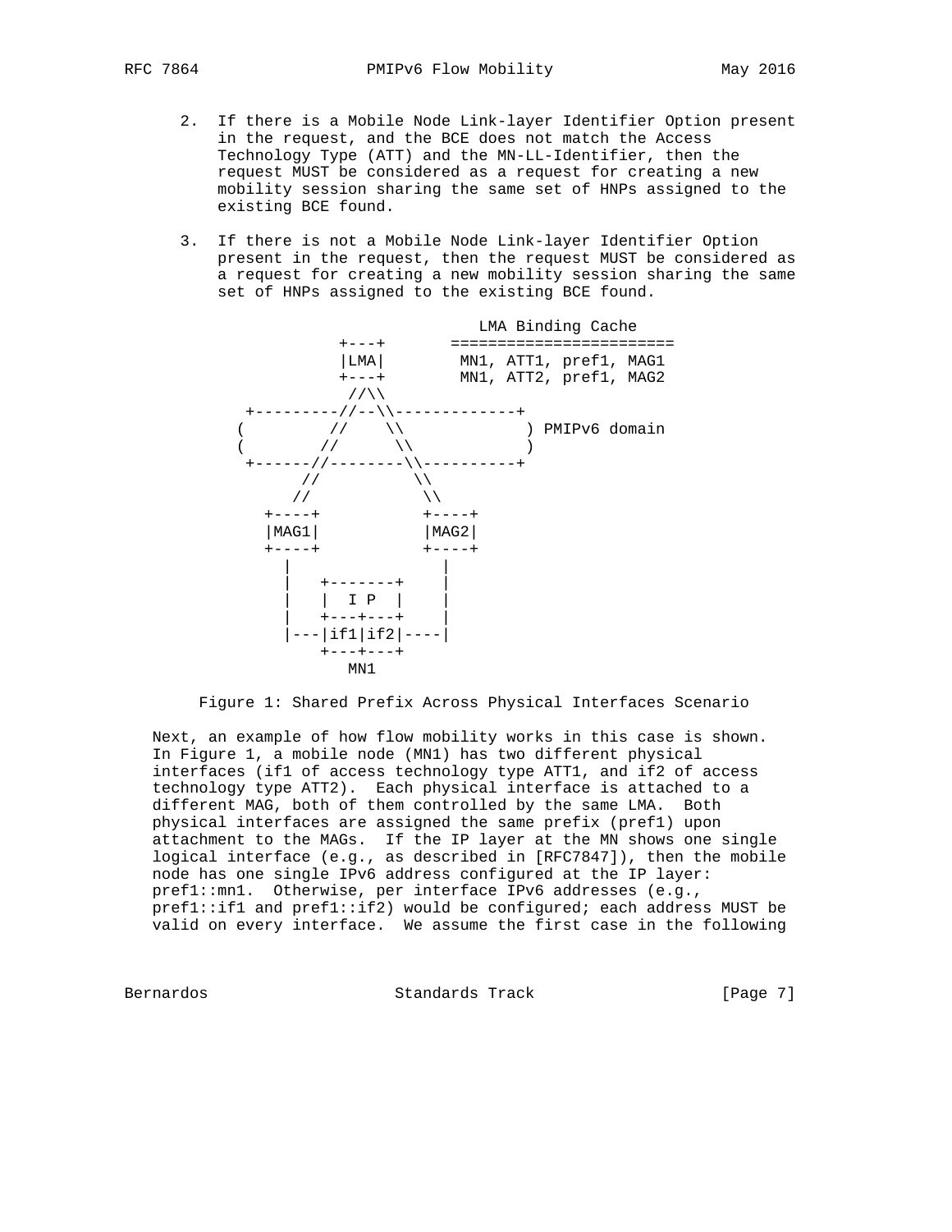2. If there is a Mobile Node Link-layer Identifier Option present in the request, and the BCE does not match the Access Technology Type (ATT) and the MN-LL-Identifier, then the request MUST be considered as a request for creating a new mobility session sharing the same set of HNPs assigned to the existing BCE found.

3. If there is not a Mobile Node Link-layer Identifier Option present in the request, then the request MUST be considered as a request for creating a new mobility session sharing the same set of HNPs assigned to the existing BCE found.

```
                                      LMA Binding Cache
                 +---+       =======================
                 |LMA|        MN1, ATT1, pref1, MAG1
                 +---+        MN1, ATT2, pref1, MAG2
                  //\\
        +---------//--\\-------------+
       (         //    \\             ) PMIPv6 domain
       (        //      \\            )
        +------//--------\\----------+
              //          \\
             //            \\
          +----+           +----+
          |MAG1|           |MAG2|
          +----+           +----+
            |                |
            |   +-------+    |
            |   |  I P  |    |
            |   +---+---+    |
            |---|if1|if2|----|
                +---+---+
                  MN1
```

Figure 1: Shared Prefix Across Physical Interfaces Scenario

Next, an example of how flow mobility works in this case is shown. In Figure 1, a mobile node (MN1) has two different physical interfaces (if1 of access technology type ATT1, and if2 of access technology type ATT2). Each physical interface is attached to a different MAG, both of them controlled by the same LMA. Both physical interfaces are assigned the same prefix (pref1) upon attachment to the MAGs. If the IP layer at the MN shows one single logical interface (e.g., as described in [RFC7847]), then the mobile node has one single IPv6 address configured at the IP layer: pref1::mn1. Otherwise, per interface IPv6 addresses (e.g., pref1::if1 and pref1::if2) would be configured; each address MUST be valid on every interface. We assume the first case in the following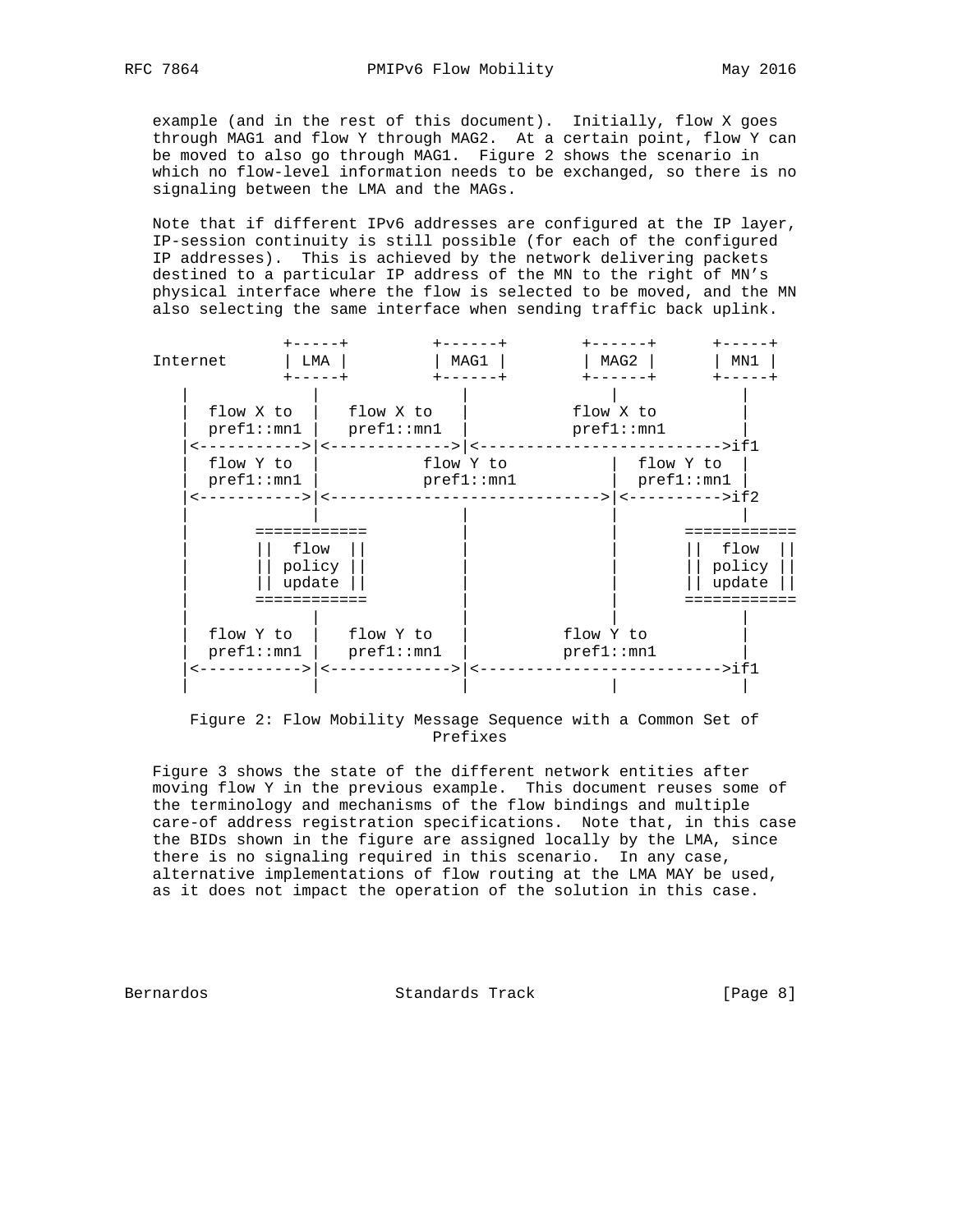example (and in the rest of this document). Initially, flow X goes through MAG1 and flow Y through MAG2. At a certain point, flow Y can be moved to also go through MAG1. Figure 2 shows the scenario in which no flow-level information needs to be exchanged, so there is no signaling between the LMA and the MAGs.

Note that if different IPv6 addresses are configured at the IP layer, IP-session continuity is still possible (for each of the configured IP addresses). This is achieved by the network delivering packets destined to a particular IP address of the MN to the right of MN's physical interface where the flow is selected to be moved, and the MN also selecting the same interface when sending traffic back uplink.

```
             +-----+         +------+        +------+      +-----+
Internet     | LMA |         | MAG1 |        | MAG2 |      | MN1 |
             +-----+         +------+        +------+      +-----+
   |            |                |               |             |
   |  flow X to |   flow X to    |          flow X to          |
   |  pref1::mn1|   pref1::mn1   |          pref1::mn1         |
   |<---------->|<-------------->|<--------------------------->if1
   |  flow Y to |           flow Y to            |  flow Y to  |
   |  pref1::mn1|           pref1::mn1           |  pref1::mn1 |
   |<---------->|<------------------------------>|<---------->if2
   |            |                |               |             |
   |       ============          |               |       ============
   |       ||  flow  ||          |               |       ||  flow  ||
   |       || policy ||          |               |       || policy ||
   |       || update ||          |               |       || update ||
   |       ============          |               |       ============
   |            |                |               |             |
   |  flow Y to |   flow Y to    |         flow Y to           |
   |  pref1::mn1|   pref1::mn1   |         pref1::mn1          |
   |<---------->|<-------------->|<--------------------------->if1
   |            |                |               |             |
```

Figure 2: Flow Mobility Message Sequence with a Common Set of Prefixes

Figure 3 shows the state of the different network entities after moving flow Y in the previous example. This document reuses some of the terminology and mechanisms of the flow bindings and multiple care-of address registration specifications. Note that, in this case the BIDs shown in the figure are assigned locally by the LMA, since there is no signaling required in this scenario. In any case, alternative implementations of flow routing at the LMA MAY be used, as it does not impact the operation of the solution in this case.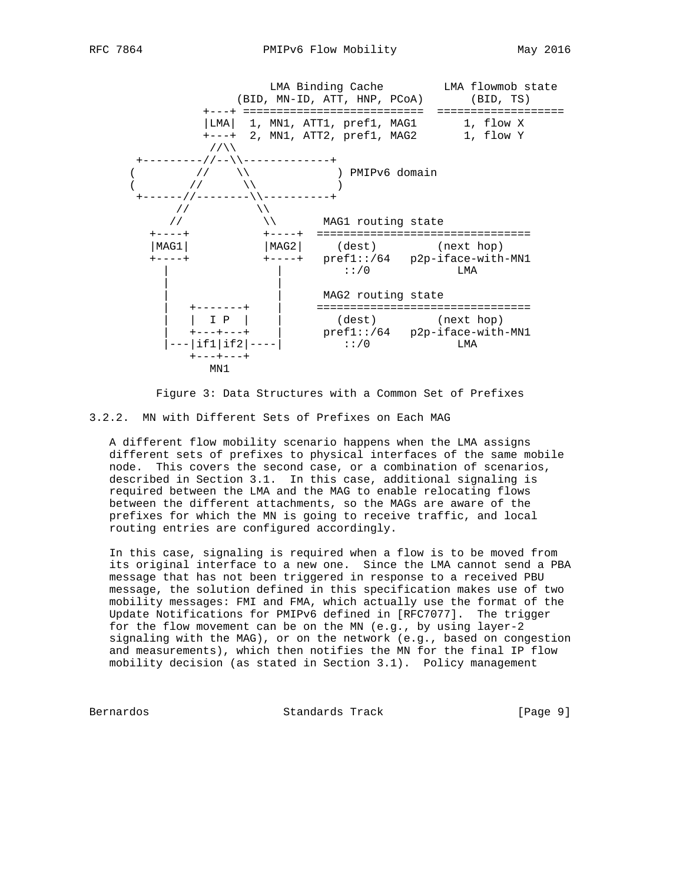```
                      LMA Binding Cache         LMA flowmob state
                 (BID, MN-ID, ATT, HNP, PCoA)       (BID, TS)
             +---+ ===========================  ==================
             |LMA|  1, MN1, ATT1, pref1, MAG1       1, flow X
             +---+  2, MN1, ATT2, pref1, MAG2       1, flow Y
              //\\
   +---------//--\\-------------+
  (         //    \\             ) PMIPv6 domain
  (        //      \\            )
   +------//--------\\----------+
         //          \\
        //            \\       MAG1 routing state
     +----+           +----+  ================================
     |MAG1|           |MAG2|     (dest)         (next hop)
     +----+           +----+   pref1::/64   p2p-iface-with-MN1
       |                |         ::/0             LMA
       |                |
       |                |      MAG2 routing state
       |   +-------+    |     ================================
       |   |  I P  |    |        (dest)         (next hop)
       |   +---+---+    |      pref1::/64   p2p-iface-with-MN1
       |---|if1|if2|----|         ::/0             LMA
           +---+---+
              MN1
```

Figure 3: Data Structures with a Common Set of Prefixes

### 3.2.2. MN with Different Sets of Prefixes on Each MAG

A different flow mobility scenario happens when the LMA assigns different sets of prefixes to physical interfaces of the same mobile node. This covers the second case, or a combination of scenarios, described in Section 3.1. In this case, additional signaling is required between the LMA and the MAG to enable relocating flows between the different attachments, so the MAGs are aware of the prefixes for which the MN is going to receive traffic, and local routing entries are configured accordingly.

In this case, signaling is required when a flow is to be moved from its original interface to a new one. Since the LMA cannot send a PBA message that has not been triggered in response to a received PBU message, the solution defined in this specification makes use of two mobility messages: FMI and FMA, which actually use the format of the Update Notifications for PMIPv6 defined in [RFC7077]. The trigger for the flow movement can be on the MN (e.g., by using layer-2 signaling with the MAG), or on the network (e.g., based on congestion and measurements), which then notifies the MN for the final IP flow mobility decision (as stated in Section 3.1). Policy management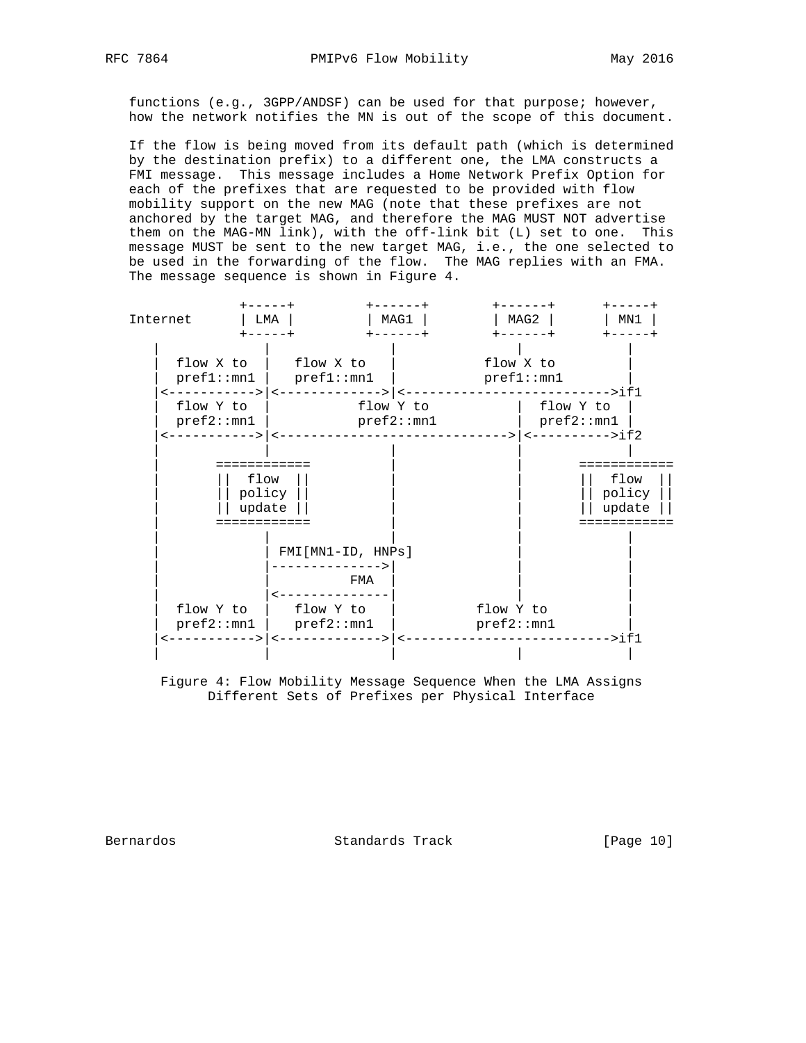functions (e.g., 3GPP/ANDSF) can be used for that purpose; however, how the network notifies the MN is out of the scope of this document.

If the flow is being moved from its default path (which is determined by the destination prefix) to a different one, the LMA constructs a FMI message. This message includes a Home Network Prefix Option for each of the prefixes that are requested to be provided with flow mobility support on the new MAG (note that these prefixes are not anchored by the target MAG, and therefore the MAG MUST NOT advertise them on the MAG-MN link), with the off-link bit (L) set to one. This message MUST be sent to the new target MAG, i.e., the one selected to be used in the forwarding of the flow. The MAG replies with an FMA. The message sequence is shown in Figure 4.

```
            +-----+         +------+        +------+      +-----+
Internet    | LMA |         | MAG1 |        | MAG2 |      | MN1 |
            +-----+         +------+        +------+      +-----+
   |           |               |               |            |
   |  flow X to |   flow X to   |          flow X to          |
   |  pref1::mn1 |  pref1::mn1  |          pref1::mn1         |
   |<----------->|<------------->|<--------------------------->if1
   |  flow Y to |           flow Y to          |  flow Y to  |
   |  pref2::mn1 |          pref2::mn1         |  pref2::mn1 |
   |<----------->|<---------------------------->|<---------->if2
   |            |               |               |            |
   |       ============         |               |       ============
   |       ||  flow  ||         |               |       ||  flow  ||
   |       || policy ||         |               |       || policy ||
   |       || update ||         |               |       || update ||
   |       ============         |               |       ============
   |            |               |               |            |
   |            | FMI[MN1-ID, HNPs]             |            |
   |            |-------------->|               |            |
   |            |          FMA  |               |            |
   |            |<--------------|               |            |
   |  flow Y to |   flow Y to   |          flow Y to         |
   |  pref2::mn1 |  pref2::mn1  |          pref2::mn1        |
   |<----------->|<------------->|<--------------------------->if1
   |            |               |               |            |
```

Figure 4: Flow Mobility Message Sequence When the LMA Assigns Different Sets of Prefixes per Physical Interface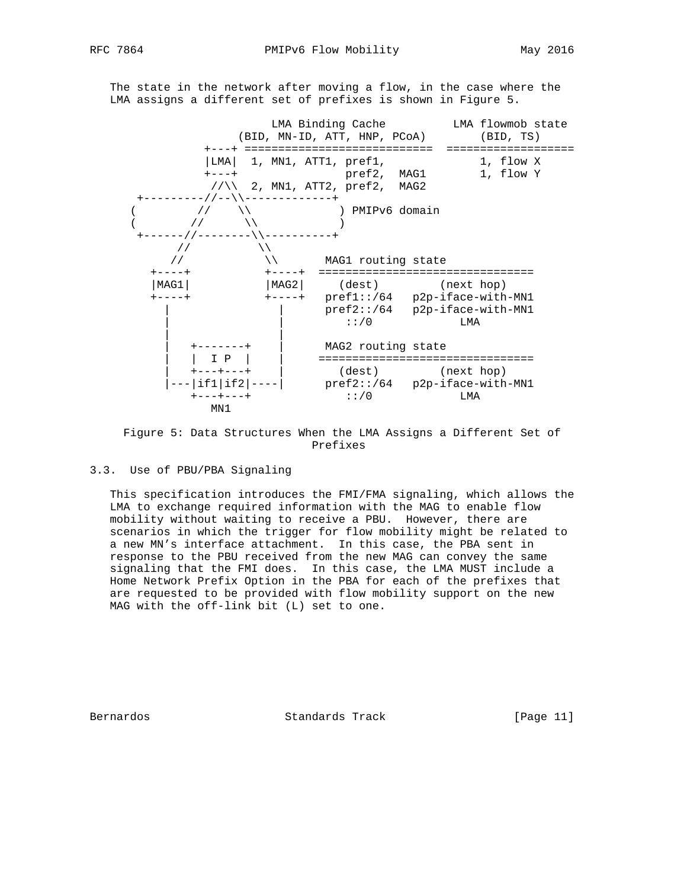The state in the network after moving a flow, in the case where the LMA assigns a different set of prefixes is shown in Figure 5.

```
                          LMA Binding Cache          LMA flowmob state
                     (BID, MN-ID, ATT, HNP, PCoA)        (BID, TS)
                +---+ ===========================  ==================
                |LMA|  1, MN1, ATT1, pref1,              1, flow X
                +---+                 pref2,  MAG1       1, flow Y
                 //\\  2, MN1, ATT2, pref2,  MAG2
       +---------//--\\-------------+
      (         //    \\            ) PMIPv6 domain
      (        //      \\           )
       +------//--------\\----------+
             //          \\
            //            \\       MAG1 routing state
         +----+          +----+  ===============================
         |MAG1|          |MAG2|     (dest)        (next hop)
         +----+          +----+   pref1::/64   p2p-iface-with-MN1
           |               |      pref2::/64   p2p-iface-with-MN1
           |               |         ::/0             LMA
           |               |
           |   +-------+   |      MAG2 routing state
           |   |  I P  |   |     ===============================
           |   +---+---+   |        (dest)        (next hop)
           |---|if1|if2|---|      pref2::/64   p2p-iface-with-MN1
               +---+---+             ::/0             LMA
                  MN1
```

Figure 5: Data Structures When the LMA Assigns a Different Set of Prefixes

## 3.3. Use of PBU/PBA Signaling

This specification introduces the FMI/FMA signaling, which allows the LMA to exchange required information with the MAG to enable flow mobility without waiting to receive a PBU. However, there are scenarios in which the trigger for flow mobility might be related to a new MN's interface attachment. In this case, the PBA sent in response to the PBU received from the new MAG can convey the same signaling that the FMI does. In this case, the LMA MUST include a Home Network Prefix Option in the PBA for each of the prefixes that are requested to be provided with flow mobility support on the new MAG with the off-link bit (L) set to one.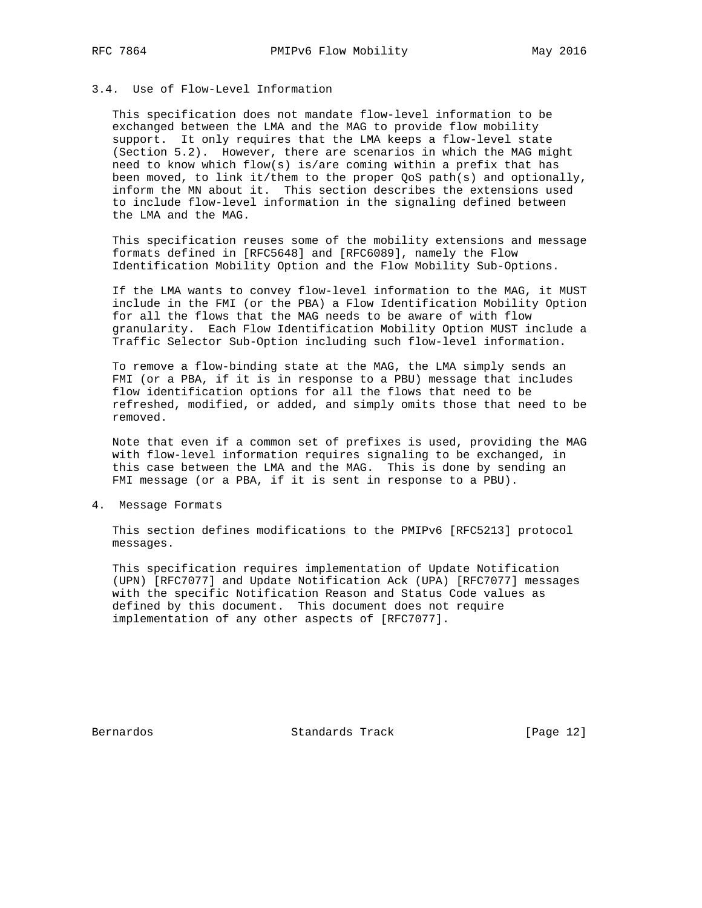### 3.4. Use of Flow-Level Information

This specification does not mandate flow-level information to be exchanged between the LMA and the MAG to provide flow mobility support. It only requires that the LMA keeps a flow-level state (Section 5.2). However, there are scenarios in which the MAG might need to know which flow(s) is/are coming within a prefix that has been moved, to link it/them to the proper QoS path(s) and optionally, inform the MN about it. This section describes the extensions used to include flow-level information in the signaling defined between the LMA and the MAG.

This specification reuses some of the mobility extensions and message formats defined in [RFC5648] and [RFC6089], namely the Flow Identification Mobility Option and the Flow Mobility Sub-Options.

If the LMA wants to convey flow-level information to the MAG, it MUST include in the FMI (or the PBA) a Flow Identification Mobility Option for all the flows that the MAG needs to be aware of with flow granularity. Each Flow Identification Mobility Option MUST include a Traffic Selector Sub-Option including such flow-level information.

To remove a flow-binding state at the MAG, the LMA simply sends an FMI (or a PBA, if it is in response to a PBU) message that includes flow identification options for all the flows that need to be refreshed, modified, or added, and simply omits those that need to be removed.

Note that even if a common set of prefixes is used, providing the MAG with flow-level information requires signaling to be exchanged, in this case between the LMA and the MAG. This is done by sending an FMI message (or a PBA, if it is sent in response to a PBU).

## 4. Message Formats

This section defines modifications to the PMIPv6 [RFC5213] protocol messages.

This specification requires implementation of Update Notification (UPN) [RFC7077] and Update Notification Ack (UPA) [RFC7077] messages with the specific Notification Reason and Status Code values as defined by this document. This document does not require implementation of any other aspects of [RFC7077].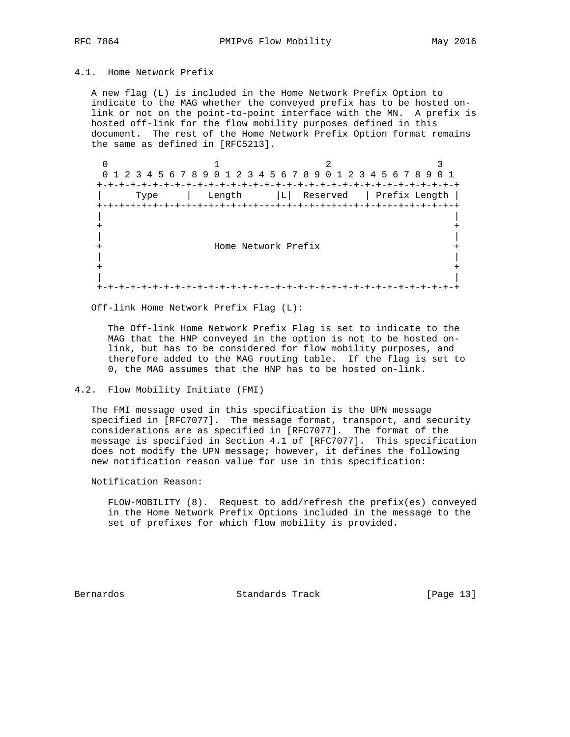### 4.1. Home Network Prefix

A new flag (L) is included in the Home Network Prefix Option to indicate to the MAG whether the conveyed prefix has to be hosted on-link or not on the point-to-point interface with the MN. A prefix is hosted off-link for the flow mobility purposes defined in this document. The rest of the Home Network Prefix Option format remains the same as defined in [RFC5213].

```
 0                   1                   2                   3
 0 1 2 3 4 5 6 7 8 9 0 1 2 3 4 5 6 7 8 9 0 1 2 3 4 5 6 7 8 9 0 1
+-+-+-+-+-+-+-+-+-+-+-+-+-+-+-+-+-+-+-+-+-+-+-+-+-+-+-+-+-+-+-+-+
|      Type     |   Length      |L|  Reserved   | Prefix Length |
+-+-+-+-+-+-+-+-+-+-+-+-+-+-+-+-+-+-+-+-+-+-+-+-+-+-+-+-+-+-+-+-+
|                                                               |
+                                                               +
|                                                               |
+                    Home Network Prefix                        +
|                                                               |
+                                                               +
|                                                               |
+-+-+-+-+-+-+-+-+-+-+-+-+-+-+-+-+-+-+-+-+-+-+-+-+-+-+-+-+-+-+-+-+
```

Off-link Home Network Prefix Flag (L):

The Off-link Home Network Prefix Flag is set to indicate to the MAG that the HNP conveyed in the option is not to be hosted on-link, but has to be considered for flow mobility purposes, and therefore added to the MAG routing table. If the flag is set to 0, the MAG assumes that the HNP has to be hosted on-link.

### 4.2. Flow Mobility Initiate (FMI)

The FMI message used in this specification is the UPN message specified in [RFC7077]. The message format, transport, and security considerations are as specified in [RFC7077]. The format of the message is specified in Section 4.1 of [RFC7077]. This specification does not modify the UPN message; however, it defines the following new notification reason value for use in this specification:

Notification Reason:

FLOW-MOBILITY (8). Request to add/refresh the prefix(es) conveyed in the Home Network Prefix Options included in the message to the set of prefixes for which flow mobility is provided.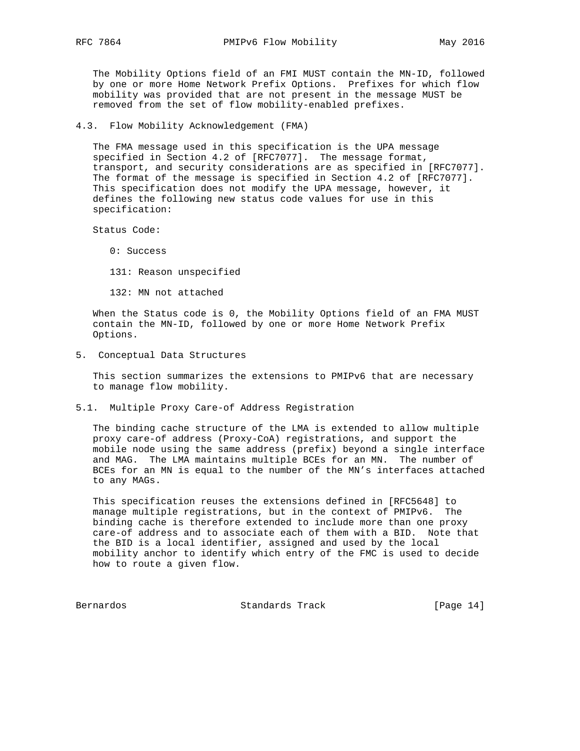The Mobility Options field of an FMI MUST contain the MN-ID, followed by one or more Home Network Prefix Options. Prefixes for which flow mobility was provided that are not present in the message MUST be removed from the set of flow mobility-enabled prefixes.

### 4.3. Flow Mobility Acknowledgement (FMA)

The FMA message used in this specification is the UPA message specified in Section 4.2 of [RFC7077]. The message format, transport, and security considerations are as specified in [RFC7077]. The format of the message is specified in Section 4.2 of [RFC7077]. This specification does not modify the UPA message, however, it defines the following new status code values for use in this specification:

Status Code:

- 0: Success
- 131: Reason unspecified
- 132: MN not attached

When the Status code is 0, the Mobility Options field of an FMA MUST contain the MN-ID, followed by one or more Home Network Prefix Options.

## 5. Conceptual Data Structures

This section summarizes the extensions to PMIPv6 that are necessary to manage flow mobility.

### 5.1. Multiple Proxy Care-of Address Registration

The binding cache structure of the LMA is extended to allow multiple proxy care-of address (Proxy-CoA) registrations, and support the mobile node using the same address (prefix) beyond a single interface and MAG. The LMA maintains multiple BCEs for an MN. The number of BCEs for an MN is equal to the number of the MN's interfaces attached to any MAGs.

This specification reuses the extensions defined in [RFC5648] to manage multiple registrations, but in the context of PMIPv6. The binding cache is therefore extended to include more than one proxy care-of address and to associate each of them with a BID. Note that the BID is a local identifier, assigned and used by the local mobility anchor to identify which entry of the FMC is used to decide how to route a given flow.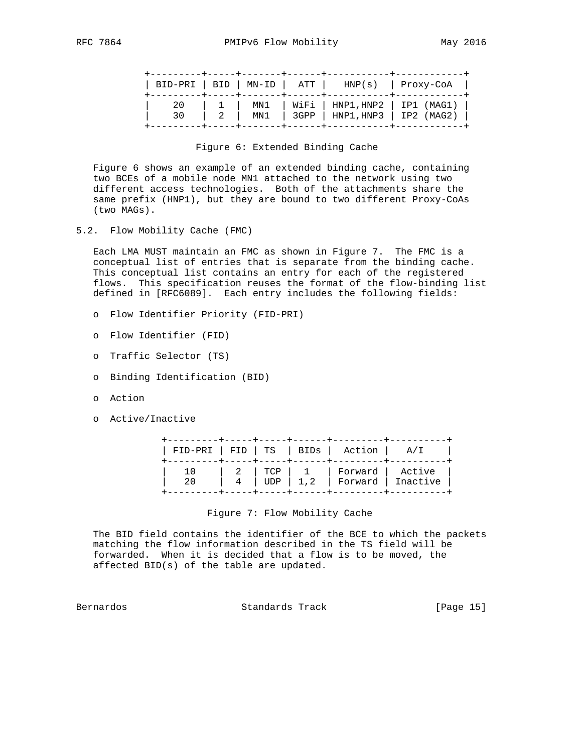| BID-PRI | BID | MN-ID | ATT | HNP(s) | Proxy-CoA |
|---|---|---|---|---|---|
| 20 | 1 | MN1 | WiFi | HNP1,HNP2 | IP1 (MAG1) |
| 30 | 2 | MN1 | 3GPP | HNP1,HNP3 | IP2 (MAG2) |

Figure 6: Extended Binding Cache

Figure 6 shows an example of an extended binding cache, containing two BCEs of a mobile node MN1 attached to the network using two different access technologies. Both of the attachments share the same prefix (HNP1), but they are bound to two different Proxy-CoAs (two MAGs).

## 5.2. Flow Mobility Cache (FMC)

Each LMA MUST maintain an FMC as shown in Figure 7. The FMC is a conceptual list of entries that is separate from the binding cache. This conceptual list contains an entry for each of the registered flows. This specification reuses the format of the flow-binding list defined in [RFC6089]. Each entry includes the following fields:

- Flow Identifier Priority (FID-PRI)
- Flow Identifier (FID)
- Traffic Selector (TS)
- Binding Identification (BID)
- Action
- Active/Inactive

| FID-PRI | FID | TS | BIDs | Action | A/I |
|---|---|---|---|---|---|
| 10 | 2 | TCP | 1 | Forward | Active |
| 20 | 4 | UDP | 1,2 | Forward | Inactive |

Figure 7: Flow Mobility Cache

The BID field contains the identifier of the BCE to which the packets matching the flow information described in the TS field will be forwarded. When it is decided that a flow is to be moved, the affected BID(s) of the table are updated.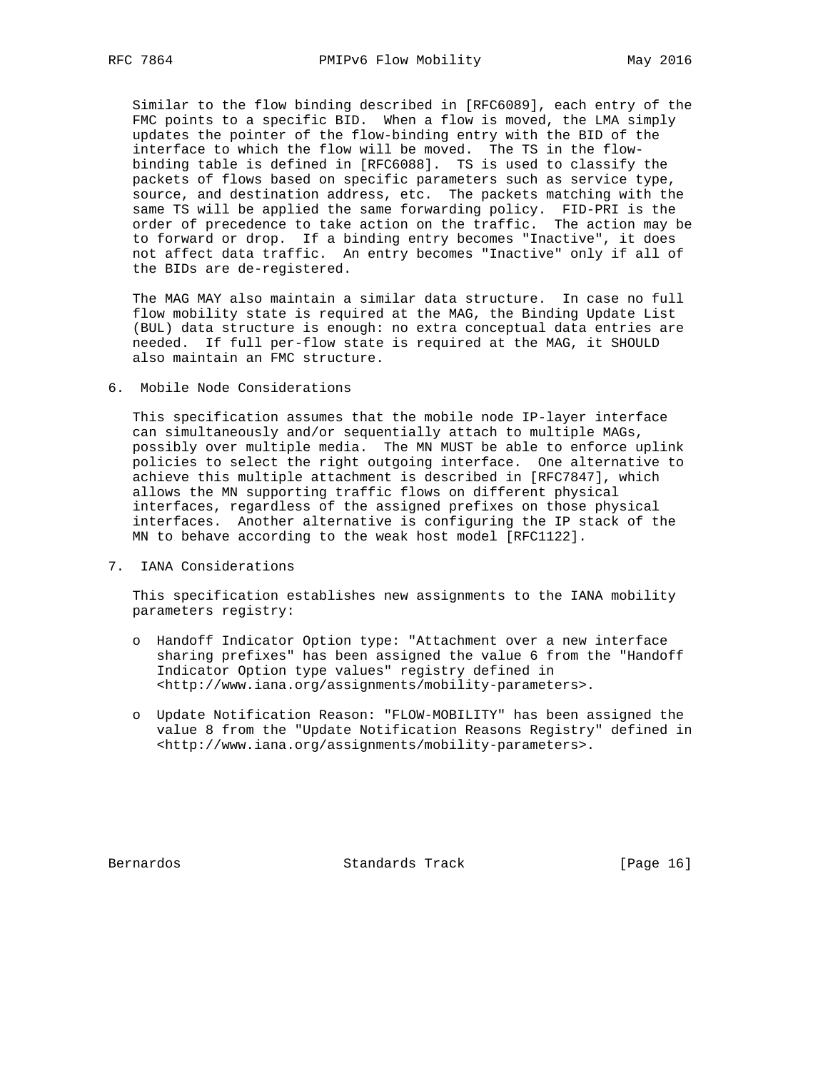Similar to the flow binding described in [RFC6089], each entry of the FMC points to a specific BID. When a flow is moved, the LMA simply updates the pointer of the flow-binding entry with the BID of the interface to which the flow will be moved. The TS in the flow-binding table is defined in [RFC6088]. TS is used to classify the packets of flows based on specific parameters such as service type, source, and destination address, etc. The packets matching with the same TS will be applied the same forwarding policy. FID-PRI is the order of precedence to take action on the traffic. The action may be to forward or drop. If a binding entry becomes "Inactive", it does not affect data traffic. An entry becomes "Inactive" only if all of the BIDs are de-registered.

The MAG MAY also maintain a similar data structure. In case no full flow mobility state is required at the MAG, the Binding Update List (BUL) data structure is enough: no extra conceptual data entries are needed. If full per-flow state is required at the MAG, it SHOULD also maintain an FMC structure.

## 6. Mobile Node Considerations

This specification assumes that the mobile node IP-layer interface can simultaneously and/or sequentially attach to multiple MAGs, possibly over multiple media. The MN MUST be able to enforce uplink policies to select the right outgoing interface. One alternative to achieve this multiple attachment is described in [RFC7847], which allows the MN supporting traffic flows on different physical interfaces, regardless of the assigned prefixes on those physical interfaces. Another alternative is configuring the IP stack of the MN to behave according to the weak host model [RFC1122].

## 7. IANA Considerations

This specification establishes new assignments to the IANA mobility parameters registry:

- Handoff Indicator Option type: "Attachment over a new interface sharing prefixes" has been assigned the value 6 from the "Handoff Indicator Option type values" registry defined in <http://www.iana.org/assignments/mobility-parameters>.

- Update Notification Reason: "FLOW-MOBILITY" has been assigned the value 8 from the "Update Notification Reasons Registry" defined in <http://www.iana.org/assignments/mobility-parameters>.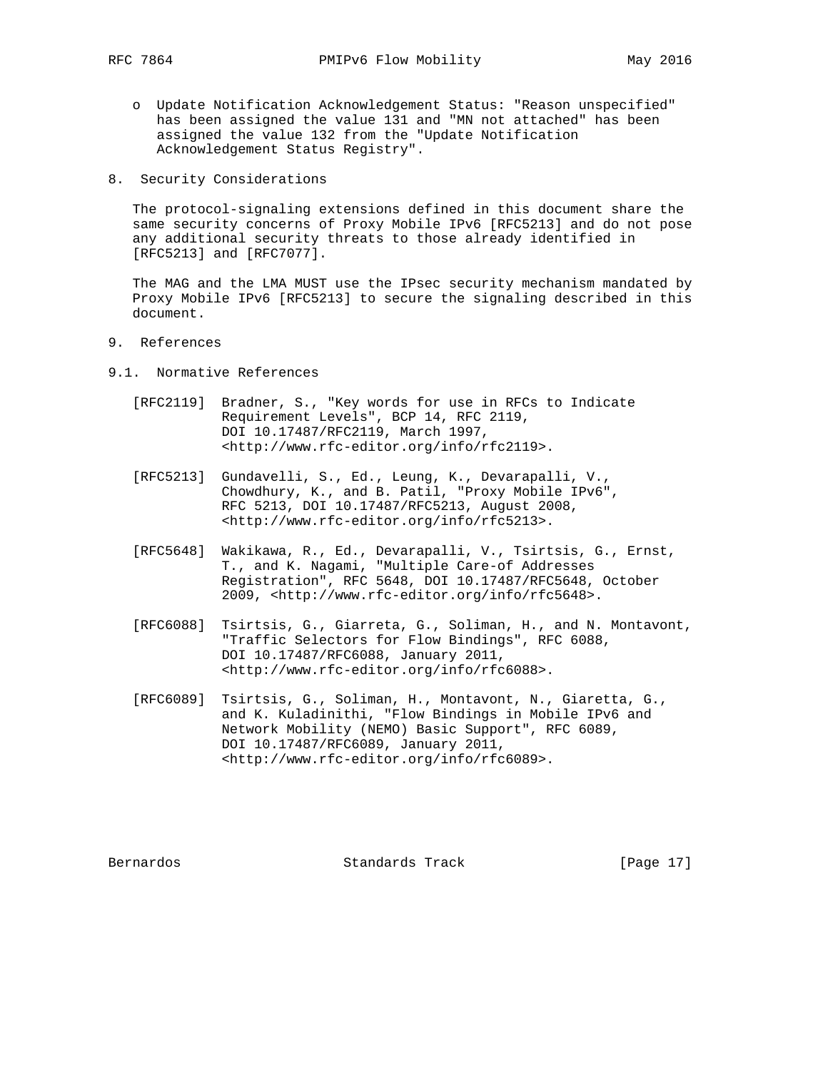- Update Notification Acknowledgement Status: "Reason unspecified" has been assigned the value 131 and "MN not attached" has been assigned the value 132 from the "Update Notification Acknowledgement Status Registry".

## 8. Security Considerations

The protocol-signaling extensions defined in this document share the same security concerns of Proxy Mobile IPv6 [RFC5213] and do not pose any additional security threats to those already identified in [RFC5213] and [RFC7077].

The MAG and the LMA MUST use the IPsec security mechanism mandated by Proxy Mobile IPv6 [RFC5213] to secure the signaling described in this document.

## 9. References

### 9.1. Normative References

[RFC2119] Bradner, S., "Key words for use in RFCs to Indicate Requirement Levels", BCP 14, RFC 2119, DOI 10.17487/RFC2119, March 1997, <http://www.rfc-editor.org/info/rfc2119>.

[RFC5213] Gundavelli, S., Ed., Leung, K., Devarapalli, V., Chowdhury, K., and B. Patil, "Proxy Mobile IPv6", RFC 5213, DOI 10.17487/RFC5213, August 2008, <http://www.rfc-editor.org/info/rfc5213>.

[RFC5648] Wakikawa, R., Ed., Devarapalli, V., Tsirtsis, G., Ernst, T., and K. Nagami, "Multiple Care-of Addresses Registration", RFC 5648, DOI 10.17487/RFC5648, October 2009, <http://www.rfc-editor.org/info/rfc5648>.

[RFC6088] Tsirtsis, G., Giarreta, G., Soliman, H., and N. Montavont, "Traffic Selectors for Flow Bindings", RFC 6088, DOI 10.17487/RFC6088, January 2011, <http://www.rfc-editor.org/info/rfc6088>.

[RFC6089] Tsirtsis, G., Soliman, H., Montavont, N., Giaretta, G., and K. Kuladinithi, "Flow Bindings in Mobile IPv6 and Network Mobility (NEMO) Basic Support", RFC 6089, DOI 10.17487/RFC6089, January 2011, <http://www.rfc-editor.org/info/rfc6089>.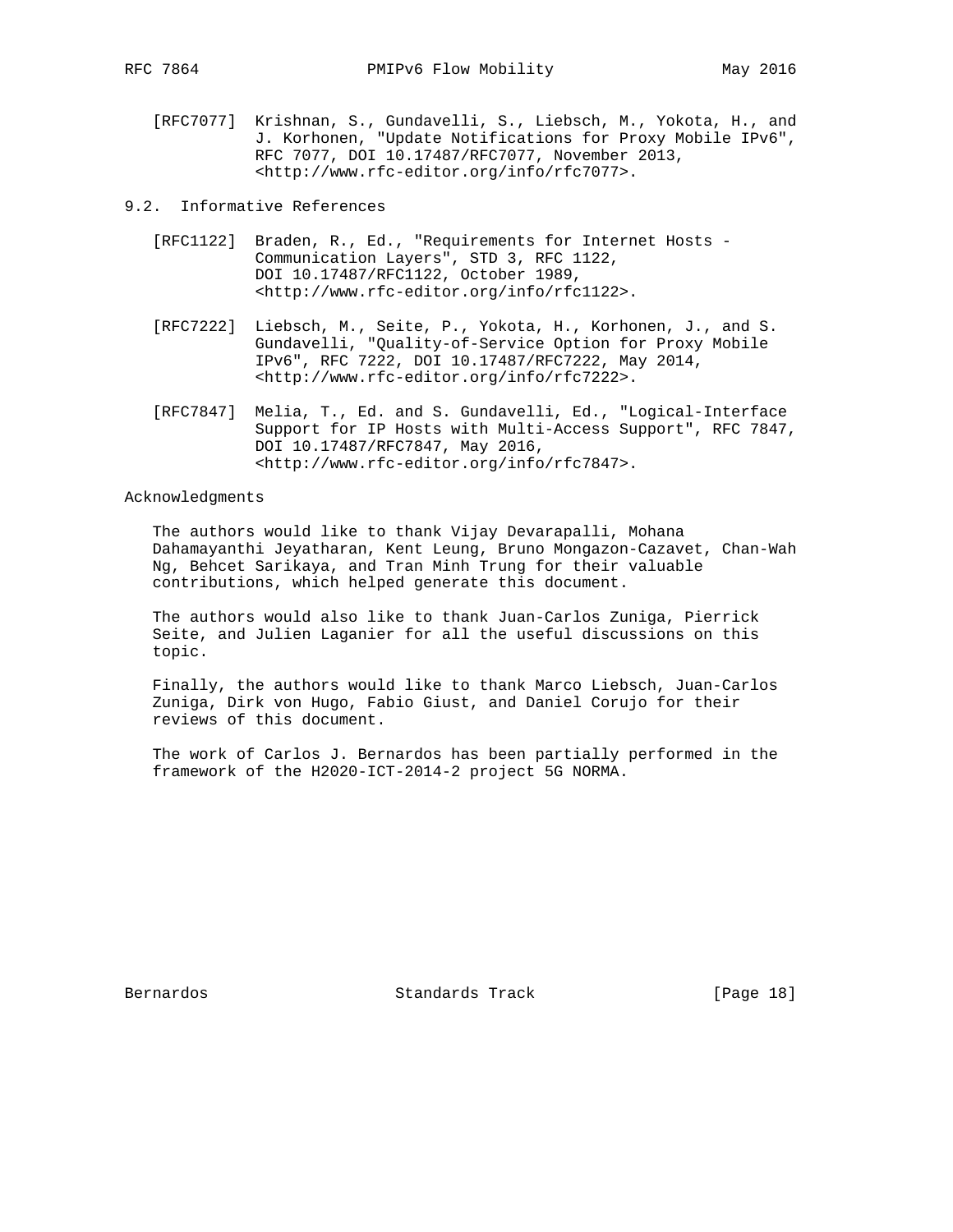[RFC7077] Krishnan, S., Gundavelli, S., Liebsch, M., Yokota, H., and J. Korhonen, "Update Notifications for Proxy Mobile IPv6", RFC 7077, DOI 10.17487/RFC7077, November 2013, <http://www.rfc-editor.org/info/rfc7077>.

## 9.2. Informative References

[RFC1122] Braden, R., Ed., "Requirements for Internet Hosts - Communication Layers", STD 3, RFC 1122, DOI 10.17487/RFC1122, October 1989, <http://www.rfc-editor.org/info/rfc1122>.

[RFC7222] Liebsch, M., Seite, P., Yokota, H., Korhonen, J., and S. Gundavelli, "Quality-of-Service Option for Proxy Mobile IPv6", RFC 7222, DOI 10.17487/RFC7222, May 2014, <http://www.rfc-editor.org/info/rfc7222>.

[RFC7847] Melia, T., Ed. and S. Gundavelli, Ed., "Logical-Interface Support for IP Hosts with Multi-Access Support", RFC 7847, DOI 10.17487/RFC7847, May 2016, <http://www.rfc-editor.org/info/rfc7847>.

## Acknowledgments

The authors would like to thank Vijay Devarapalli, Mohana Dahamayanthi Jeyatharan, Kent Leung, Bruno Mongazon-Cazavet, Chan-Wah Ng, Behcet Sarikaya, and Tran Minh Trung for their valuable contributions, which helped generate this document.

The authors would also like to thank Juan-Carlos Zuniga, Pierrick Seite, and Julien Laganier for all the useful discussions on this topic.

Finally, the authors would like to thank Marco Liebsch, Juan-Carlos Zuniga, Dirk von Hugo, Fabio Giust, and Daniel Corujo for their reviews of this document.

The work of Carlos J. Bernardos has been partially performed in the framework of the H2020-ICT-2014-2 project 5G NORMA.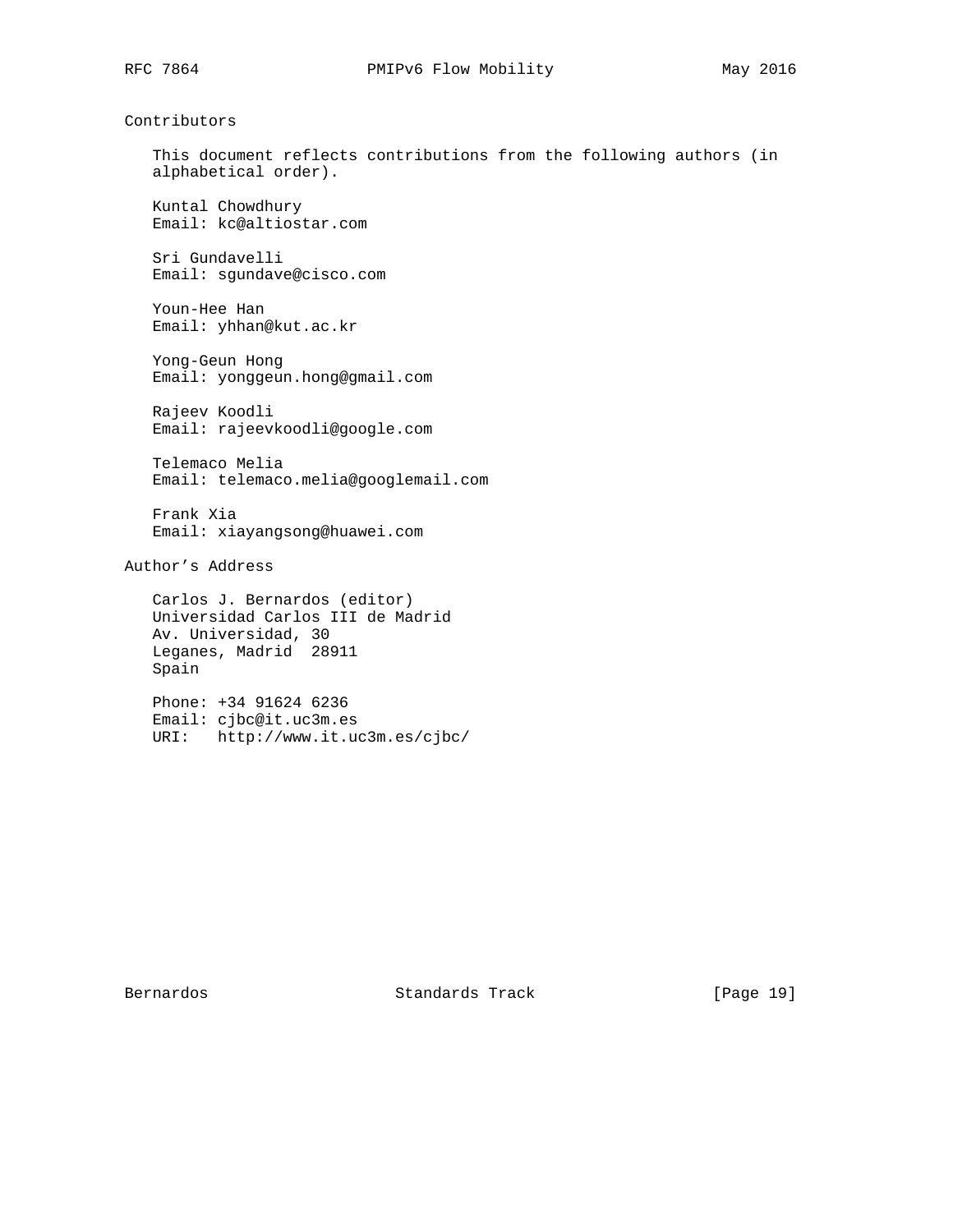## Contributors

This document reflects contributions from the following authors (in alphabetical order).

Kuntal Chowdhury
Email: kc@altiostar.com

Sri Gundavelli
Email: sgundave@cisco.com

Youn-Hee Han
Email: yhhan@kut.ac.kr

Yong-Geun Hong
Email: yonggeun.hong@gmail.com

Rajeev Koodli
Email: rajeevkoodli@google.com

Telemaco Melia
Email: telemaco.melia@googlemail.com

Frank Xia
Email: xiayangsong@huawei.com

## Author's Address

Carlos J. Bernardos (editor)
Universidad Carlos III de Madrid
Av. Universidad, 30
Leganes, Madrid  28911
Spain

Phone: +34 91624 6236
Email: cjbc@it.uc3m.es
URI:   http://www.it.uc3m.es/cjbc/